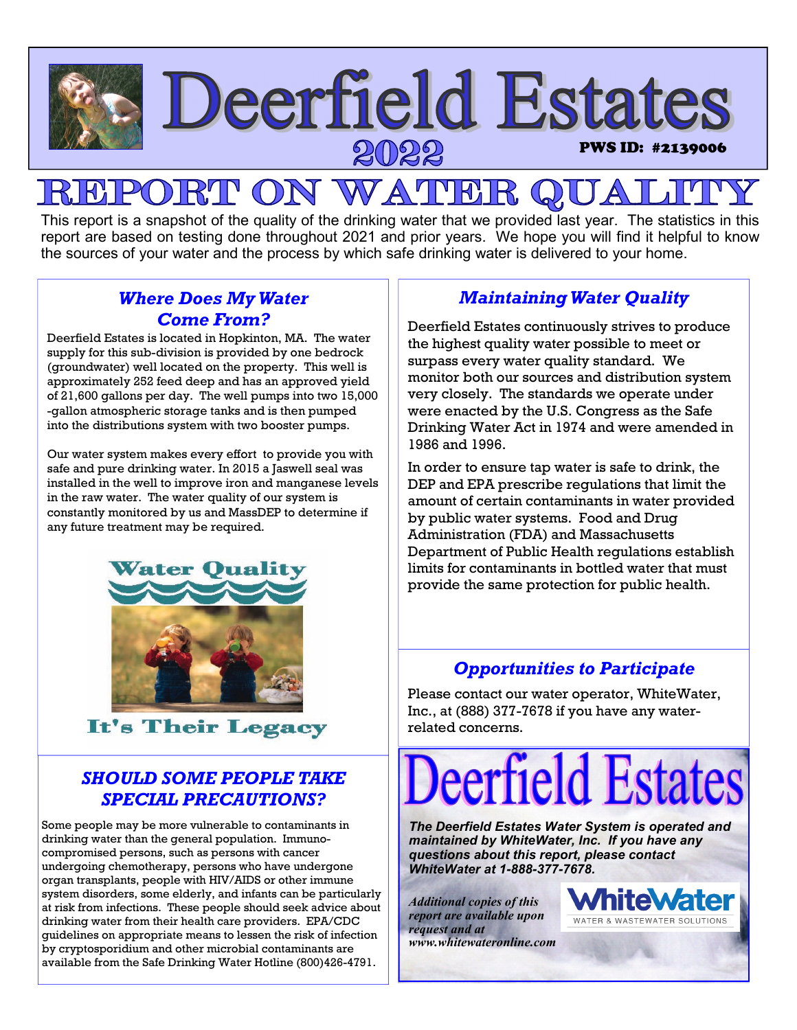# Deerfield Estates 2022

**PWS ID: #2139006**

# REPORT ON WATER QUALITY

This report is a snapshot of the quality of the drinking water that we provided last year. The statistics in this report are based on testing done throughout 2021 and prior years. We hope you will find it helpful to know the sources of your water and the process by which safe drinking water is delivered to your home.

## *Where Does My Water Come From?*

Deerfield Estates is located in Hopkinton, MA. The water supply for this sub-division is provided by one bedrock (groundwater) well located on the property. This well is approximately 252 feed deep and has an approved yield of 21,600 gallons per day. The well pumps into two 15,000 -gallon atmospheric storage tanks and is then pumped into the distributions system with two booster pumps.

Our water system makes every effort to provide you with safe and pure drinking water. In 2015 a Jaswell seal was installed in the well to improve iron and manganese levels in the raw water. The water quality of our system is constantly monitored by us and MassDEP to determine if any future treatment may be required.

Water Quality

It's Their Legacy

## *SHOULD SOME PEOPLE TAKE SPECIAL PRECAUTIONS?*

Some people may be more vulnerable to contaminants in drinking water than the general population. Immuno-compromised persons, such as persons with cancer undergoing chemotherapy, persons who have undergone organ transplants, people with HIV/AIDS or other immune system disorders, some elderly, and infants can be particularly at risk from infections. These people should seek advice about drinking water from their health care providers. EPA/CDC guidelines on appropriate means to lessen the risk of infection by cryptosporidium and other microbial contaminants are available from the Safe Drinking Water Hotline (800)426-4791.

## *Maintaining Water Quality*

Deerfield Estates continuously strives to produce the highest quality water possible to meet or surpass every water quality standard. We monitor both our sources and distribution system very closely. The standards we operate under were enacted by the U.S. Congress as the Safe Drinking Water Act in 1974 and were amended in 1986 and 1996.

In order to ensure tap water is safe to drink, the DEP and EPA prescribe regulations that limit the amount of certain contaminants in water provided by public water systems. Food and Drug Administration (FDA) and Massachusetts Department of Public Health regulations establish limits for contaminants in bottled water that must provide the same protection for public health.

## *Opportunities to Participate*

Please contact our water operator, WhiteWater, Inc., at (888) 377-7678 if you have any water-related concerns.

# Deerfield Estates

***The Deerfield Estates Water System is operated and maintained by WhiteWater, Inc. If you have any questions about this report, please contact WhiteWater at 1-888-377-7678.***

***Additional copies of this report are available upon request and at www.whitewateronline.com***

WhiteWater
WATER & WASTEWATER SOLUTIONS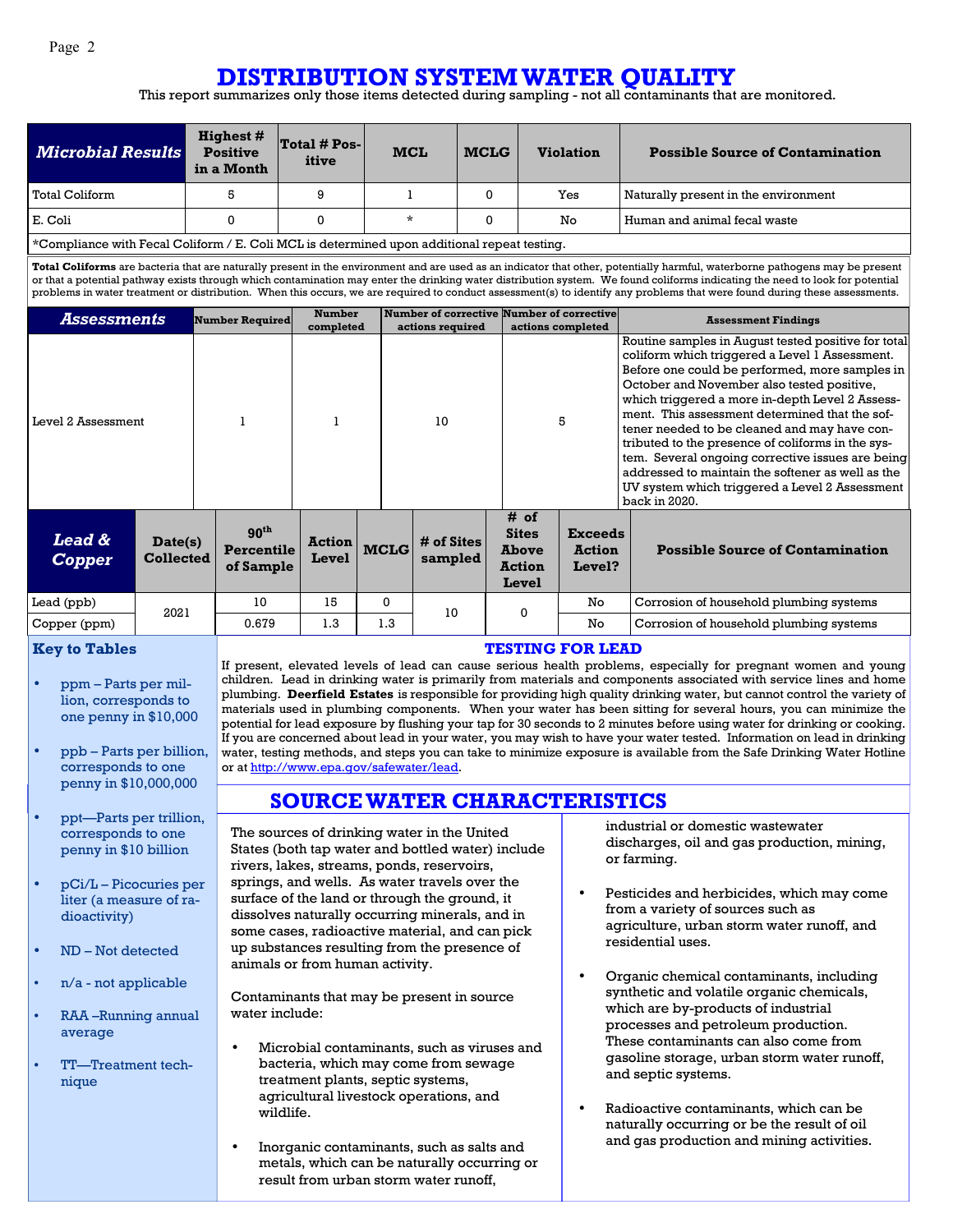# DISTRIBUTION SYSTEM WATER QUALITY

This report summarizes only those items detected during sampling - not all contaminants that are monitored.

| Microbial Results | Highest # Positive in a Month | Total # Positive | MCL | MCLG | Violation | Possible Source of Contamination |
|---|---|---|---|---|---|---|
| Total Coliform | 5 | 9 | 1 | 0 | Yes | Naturally present in the environment |
| E. Coli | 0 | 0 | * | 0 | No | Human and animal fecal waste |

*Compliance with Fecal Coliform / E. Coli MCL is determined upon additional repeat testing.

**Total Coliforms** are bacteria that are naturally present in the environment and are used as an indicator that other, potentially harmful, waterborne pathogens may be present or that a potential pathway exists through which contamination may enter the drinking water distribution system. We found coliforms indicating the need to look for potential problems in water treatment or distribution. When this occurs, we are required to conduct assessment(s) to identify any problems that were found during these assessments.

| Assessments | Number Required | Number completed | Number of corrective actions required | Number of corrective actions completed | Assessment Findings |
|---|---|---|---|---|---|
| Level 2 Assessment | 1 | 1 | 10 | 5 | Routine samples in August tested positive for total coliform which triggered a Level 1 Assessment. Before one could be performed, more samples in October and November also tested positive, which triggered a more in-depth Level 2 Assessment. This assessment determined that the softener needed to be cleaned and may have contributed to the presence of coliforms in the system. Several ongoing corrective issues are being addressed to maintain the softener as well as the UV system which triggered a Level 2 Assessment back in 2020. |

| Lead & Copper | Date(s) Collected | 90th Percentile of Sample | Action Level | MCLG | # of Sites sampled | # of Sites Above Action Level | Exceeds Action Level? | Possible Source of Contamination |
|---|---|---|---|---|---|---|---|---|
| Lead (ppb) | 2021 | 10 | 15 | 0 | 10 | 0 | No | Corrosion of household plumbing systems |
| Copper (ppm) | 2021 | 0.679 | 1.3 | 1.3 | 10 | 0 | No | Corrosion of household plumbing systems |

### Key to Tables

- ppm – Parts per million, corresponds to one penny in $10,000
- ppb – Parts per billion, corresponds to one penny in $10,000,000
- ppt—Parts per trillion, corresponds to one penny in $10 billion
- pCi/L – Picocuries per liter (a measure of radioactivity)
- ND – Not detected
- n/a - not applicable
- RAA –Running annual average
- TT—Treatment technique

### TESTING FOR LEAD

If present, elevated levels of lead can cause serious health problems, especially for pregnant women and young children. Lead in drinking water is primarily from materials and components associated with service lines and home plumbing. **Deerfield Estates** is responsible for providing high quality drinking water, but cannot control the variety of materials used in plumbing components. When your water has been sitting for several hours, you can minimize the potential for lead exposure by flushing your tap for 30 seconds to 2 minutes before using water for drinking or cooking. If you are concerned about lead in your water, you may wish to have your water tested. Information on lead in drinking water, testing methods, and steps you can take to minimize exposure is available from the Safe Drinking Water Hotline or at http://www.epa.gov/safewater/lead.

## SOURCE WATER CHARACTERISTICS

The sources of drinking water in the United States (both tap water and bottled water) include rivers, lakes, streams, ponds, reservoirs, springs, and wells. As water travels over the surface of the land or through the ground, it dissolves naturally occurring minerals, and in some cases, radioactive material, and can pick up substances resulting from the presence of animals or from human activity.

Contaminants that may be present in source water include:

- Microbial contaminants, such as viruses and bacteria, which may come from sewage treatment plants, septic systems, agricultural livestock operations, and wildlife.
- Inorganic contaminants, such as salts and metals, which can be naturally occurring or result from urban storm water runoff, industrial or domestic wastewater discharges, oil and gas production, mining, or farming.
- Pesticides and herbicides, which may come from a variety of sources such as agriculture, urban storm water runoff, and residential uses.
- Organic chemical contaminants, including synthetic and volatile organic chemicals, which are by-products of industrial processes and petroleum production. These contaminants can also come from gasoline storage, urban storm water runoff, and septic systems.
- Radioactive contaminants, which can be naturally occurring or be the result of oil and gas production and mining activities.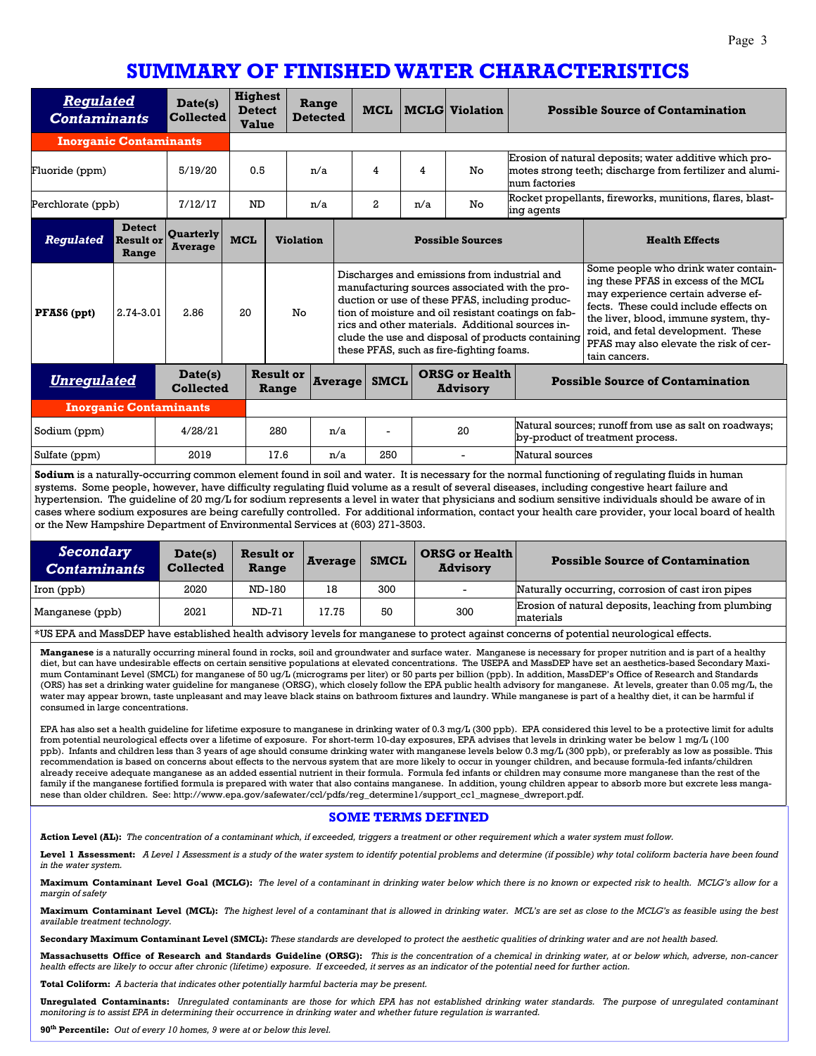# SUMMARY OF FINISHED WATER CHARACTERISTICS

| ***Regulated Contaminants*** | Date(s) Collected | Highest Detect Value | Range Detected | MCL | MCLG | Violation | Possible Source of Contamination |
|---|---|---|---|---|---|---|---|
| **Inorganic Contaminants** | | | | | | | |
| Fluoride (ppm) | 5/19/20 | 0.5 | n/a | 4 | 4 | No | Erosion of natural deposits; water additive which promotes strong teeth; discharge from fertilizer and aluminum factories |
| Perchlorate (ppb) | 7/12/17 | ND | n/a | 2 | n/a | No | Rocket propellants, fireworks, munitions, flares, blasting agents |

| *Regulated* | Detect Result or Range | Quarterly Average | MCL | Violation | Possible Sources | Health Effects |
|---|---|---|---|---|---|---|
| **PFAS6 (ppt)** | 2.74-3.01 | 2.86 | 20 | No | Discharges and emissions from industrial and manufacturing sources associated with the production or use of these PFAS, including production of moisture and oil resistant coatings on fabrics and other materials. Additional sources include the use and disposal of products containing these PFAS, such as fire-fighting foams. | Some people who drink water containing these PFAS in excess of the MCL may experience certain adverse effects. These could include effects on the liver, blood, immune system, thyroid, and fetal development. These PFAS may also elevate the risk of certain cancers. |

| ***Unregulated*** | Date(s) Collected | Result or Range | Average | SMCL | ORSG or Health Advisory | Possible Source of Contamination |
|---|---|---|---|---|---|---|
| **Inorganic Contaminants** | | | | | | |
| Sodium (ppm) | 4/28/21 | 280 | n/a | - | 20 | Natural sources; runoff from use as salt on roadways; by-product of treatment process. |
| Sulfate (ppm) | 2019 | 17.6 | n/a | 250 | - | Natural sources |

**Sodium** is a naturally-occurring common element found in soil and water. It is necessary for the normal functioning of regulating fluids in human systems. Some people, however, have difficulty regulating fluid volume as a result of several diseases, including congestive heart failure and hypertension. The guideline of 20 mg/L for sodium represents a level in water that physicians and sodium sensitive individuals should be aware of in cases where sodium exposures are being carefully controlled. For additional information, contact your health care provider, your local board of health or the New Hampshire Department of Environmental Services at (603) 271-3503.

| ***Secondary Contaminants*** | Date(s) Collected | Result or Range | Average | SMCL | ORSG or Health Advisory | Possible Source of Contamination |
|---|---|---|---|---|---|---|
| Iron (ppb) | 2020 | ND-180 | 18 | 300 | - | Naturally occurring, corrosion of cast iron pipes |
| Manganese (ppb) | 2021 | ND-71 | 17.75 | 50 | 300 | Erosion of natural deposits, leaching from plumbing materials |

*US EPA and MassDEP have established health advisory levels for manganese to protect against concerns of potential neurological effects.

**Manganese** is a naturally occurring mineral found in rocks, soil and groundwater and surface water. Manganese is necessary for proper nutrition and is part of a healthy diet, but can have undesirable effects on certain sensitive populations at elevated concentrations. The USEPA and MassDEP have set an aesthetics-based Secondary Maximum Contaminant Level (SMCL) for manganese of 50 ug/L (micrograms per liter) or 50 parts per billion (ppb). In addition, MassDEP's Office of Research and Standards (ORS) has set a drinking water guideline for manganese (ORSG), which closely follow the EPA public health advisory for manganese. At levels, greater than 0.05 mg/L, the water may appear brown, taste unpleasant and may leave black stains on bathroom fixtures and laundry. While manganese is part of a healthy diet, it can be harmful if consumed in large concentrations.

EPA has also set a health guideline for lifetime exposure to manganese in drinking water of 0.3 mg/L (300 ppb). EPA considered this level to be a protective limit for adults from potential neurological effects over a lifetime of exposure. For short-term 10-day exposures, EPA advises that levels in drinking water be below 1 mg/L (100 ppb). Infants and children less than 3 years of age should consume drinking water with manganese levels below 0.3 mg/L (300 ppb), or preferably as low as possible. This recommendation is based on concerns about effects to the nervous system that are more likely to occur in younger children, and because formula-fed infants/children already receive adequate manganese as an added essential nutrient in their formula. Formula fed infants or children may consume more manganese than the rest of the family if the manganese fortified formula is prepared with water that also contains manganese. In addition, young children appear to absorb more but excrete less manganese than older children. See: http://www.epa.gov/safewater/ccl/pdfs/reg_determine1/support_cc1_magnese_dwreport.pdf.

## SOME TERMS DEFINED

**Action Level (AL):** *The concentration of a contaminant which, if exceeded, triggers a treatment or other requirement which a water system must follow.*

**Level 1 Assessment:** *A Level 1 Assessment is a study of the water system to identify potential problems and determine (if possible) why total coliform bacteria have been found in the water system.*

**Maximum Contaminant Level Goal (MCLG):** *The level of a contaminant in drinking water below which there is no known or expected risk to health. MCLG's allow for a margin of safety*

**Maximum Contaminant Level (MCL):** *The highest level of a contaminant that is allowed in drinking water. MCL's are set as close to the MCLG's as feasible using the best available treatment technology.*

**Secondary Maximum Contaminant Level (SMCL):** *These standards are developed to protect the aesthetic qualities of drinking water and are not health based.*

**Massachusetts Office of Research and Standards Guideline (ORSG):** *This is the concentration of a chemical in drinking water, at or below which, adverse, non-cancer health effects are likely to occur after chronic (lifetime) exposure. If exceeded, it serves as an indicator of the potential need for further action.*

**Total Coliform:** *A bacteria that indicates other potentially harmful bacteria may be present.*

**Unregulated Contaminants:** *Unregulated contaminants are those for which EPA has not established drinking water standards. The purpose of unregulated contaminant monitoring is to assist EPA in determining their occurrence in drinking water and whether future regulation is warranted.*

**90th Percentile:** *Out of every 10 homes, 9 were at or below this level.*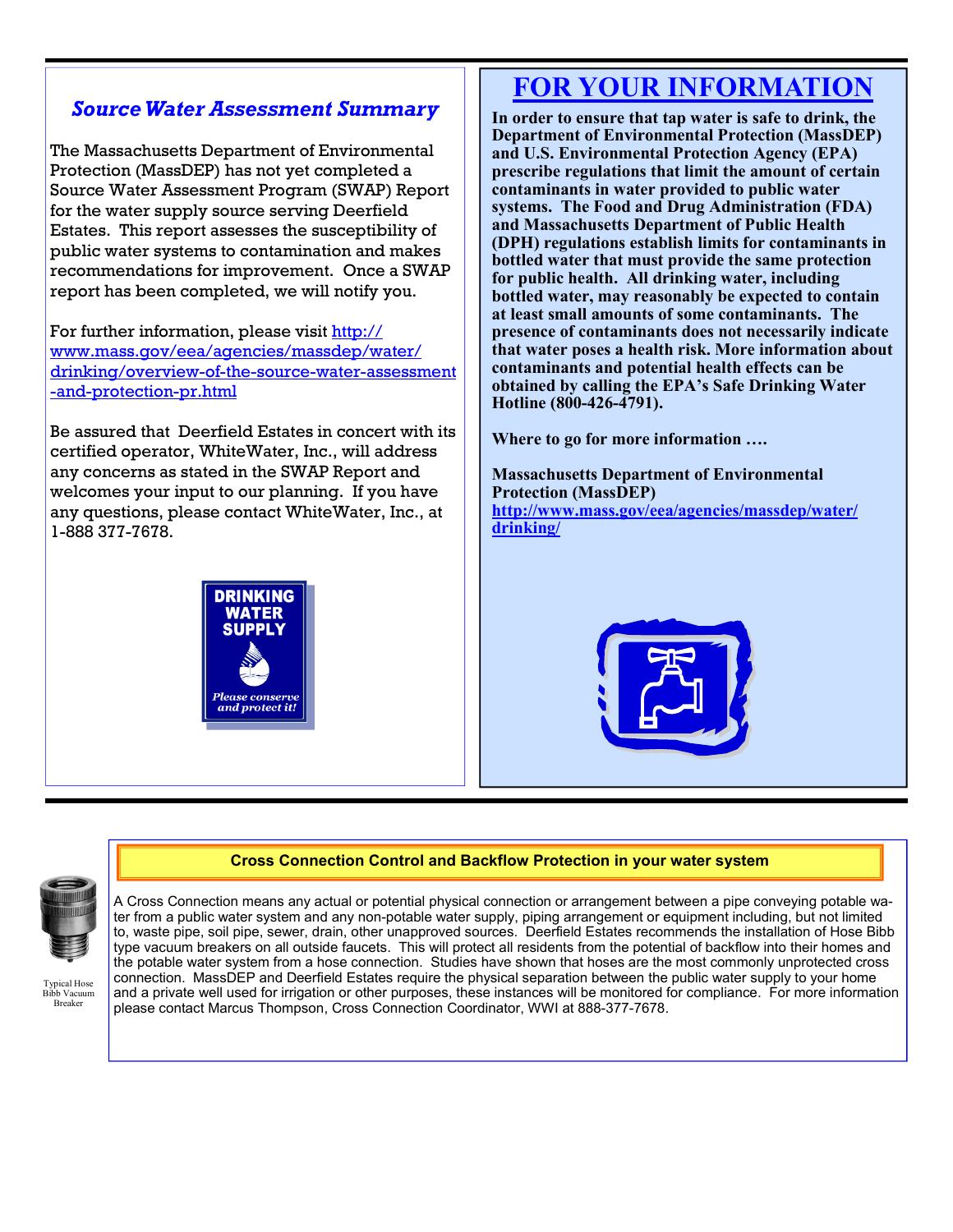## *Source Water Assessment Summary*

The Massachusetts Department of Environmental Protection (MassDEP) has not yet completed a Source Water Assessment Program (SWAP) Report for the water supply source serving Deerfield Estates. This report assesses the susceptibility of public water systems to contamination and makes recommendations for improvement. Once a SWAP report has been completed, we will notify you.

For further information, please visit http://www.mass.gov/eea/agencies/massdep/water/drinking/overview-of-the-source-water-assessment-and-protection-pr.html

Be assured that Deerfield Estates in concert with its certified operator, WhiteWater, Inc., will address any concerns as stated in the SWAP Report and welcomes your input to our planning. If you have any questions, please contact WhiteWater, Inc., at 1-888 377-7678.

DRINKING WATER SUPPLY

*Please conserve and protect it!*

## FOR YOUR INFORMATION

**In order to ensure that tap water is safe to drink, the Department of Environmental Protection (MassDEP) and U.S. Environmental Protection Agency (EPA) prescribe regulations that limit the amount of certain contaminants in water provided to public water systems. The Food and Drug Administration (FDA) and Massachusetts Department of Public Health (DPH) regulations establish limits for contaminants in bottled water that must provide the same protection for public health. All drinking water, including bottled water, may reasonably be expected to contain at least small amounts of some contaminants. The presence of contaminants does not necessarily indicate that water poses a health risk. More information about contaminants and potential health effects can be obtained by calling the EPA's Safe Drinking Water Hotline (800-426-4791).**

**Where to go for more information ….**

**Massachusetts Department of Environmental Protection (MassDEP)**
**http://www.mass.gov/eea/agencies/massdep/water/drinking/**

### Cross Connection Control and Backflow Protection in your water system

Typical Hose Bibb Vacuum Breaker

A Cross Connection means any actual or potential physical connection or arrangement between a pipe conveying potable water from a public water system and any non-potable water supply, piping arrangement or equipment including, but not limited to, waste pipe, soil pipe, sewer, drain, other unapproved sources. Deerfield Estates recommends the installation of Hose Bibb type vacuum breakers on all outside faucets. This will protect all residents from the potential of backflow into their homes and the potable water system from a hose connection. Studies have shown that hoses are the most commonly unprotected cross connection. MassDEP and Deerfield Estates require the physical separation between the public water supply to your home and a private well used for irrigation or other purposes, these instances will be monitored for compliance. For more information please contact Marcus Thompson, Cross Connection Coordinator, WWI at 888-377-7678.